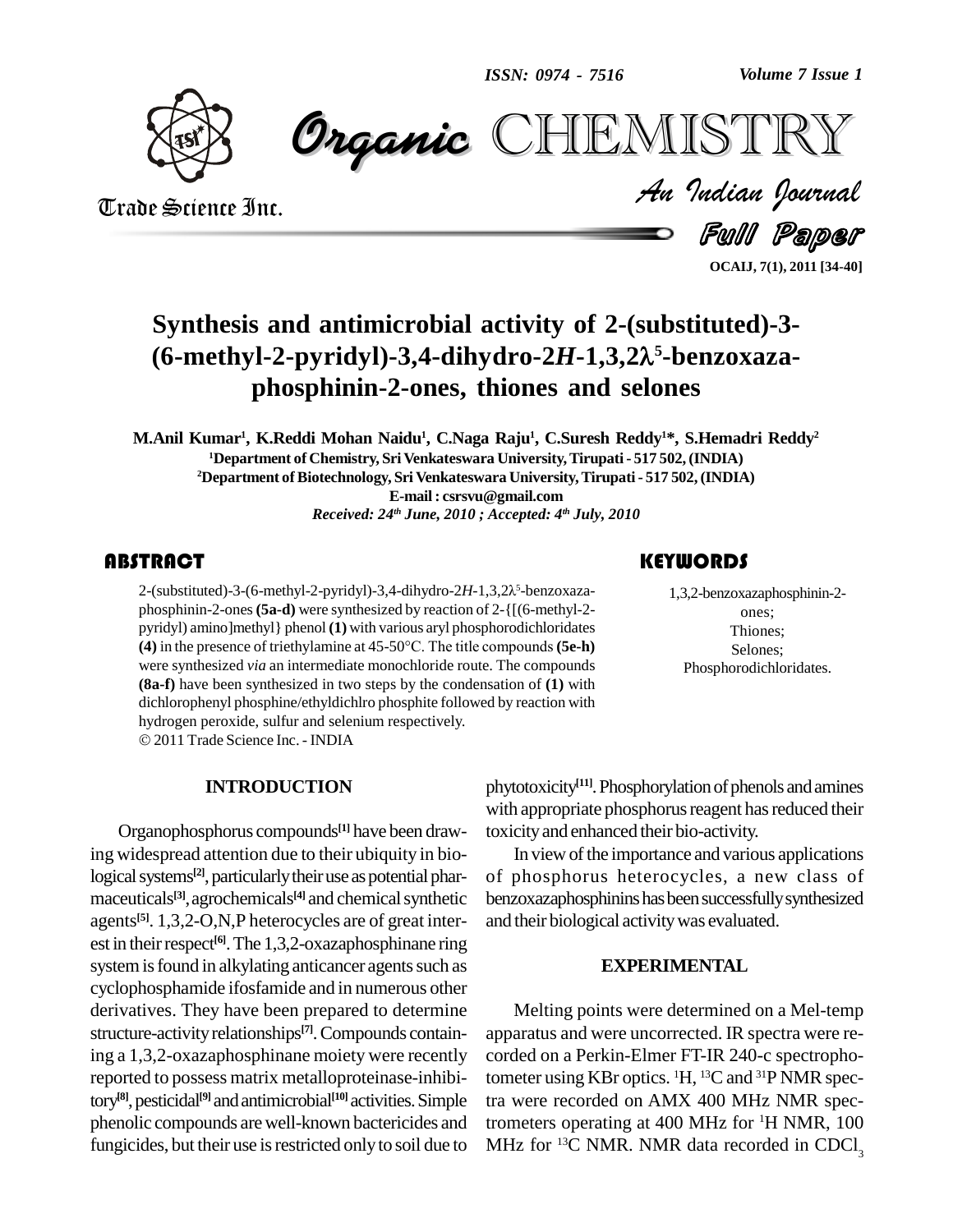# Synthesis and antimicrobial activity of 2-(substituted)-3-(6-methyl-2-pyridyl)-3,4-dihydro-2*H*-1,3,2λ[5]-benzoxazaphosphinin-2-ones, thiones and selones

**M.Anil Kumar[1], K.Reddi Mohan Naidu[1], C.Naga Raju[1], C.Suresh Reddy[1]*, S.Hemadri Reddy[2]**

[1]Department of Chemistry, Sri Venkateswara University, Tirupati - 517 502, (INDIA)

[2]Department of Biotechnology, Sri Venkateswara University, Tirupati - 517 502, (INDIA)

E-mail : csrsvu@gmail.com

*Received: 24th June, 2010 ; Accepted: 4th July, 2010*

## ABSTRACT

2-(substituted)-3-(6-methyl-2-pyridyl)-3,4-dihydro-2*H*-1,3,2λ[5]-benzoxazaphosphinin-2-ones **(5a-d)** were synthesized by reaction of 2-{[(6-methyl-2-pyridyl) amino]methyl} phenol **(1)** with various aryl phosphorodichloridates **(4)** in the presence of triethylamine at 45-50°C. The title compounds **(5e-h)** were synthesized *via* an intermediate monochloride route. The compounds **(8a-f)** have been synthesized in two steps by the condensation of **(1)** with dichlorophenyl phosphine/ethyldichlro phosphite followed by reaction with hydrogen peroxide, sulfur and selenium respectively.

© 2011 Trade Science Inc. - INDIA

## KEYWORDS

1,3,2-benzoxazaphosphinin-2-ones;
Thiones;
Selones;
Phosphorodichloridates.

## INTRODUCTION

Organophosphorus compounds[1] have been drawing widespread attention due to their ubiquity in biological systems[2], particularly their use as potential pharmaceuticals[3], agrochemicals[4] and chemical synthetic agents[5]. 1,3,2-O,N,P heterocycles are of great interest in their respect[6]. The 1,3,2-oxazaphosphinane ring system is found in alkylating anticancer agents such as cyclophosphamide ifosfamide and in numerous other derivatives. They have been prepared to determine structure-activity relationships[7]. Compounds containing a 1,3,2-oxazaphosphinane moiety were recently reported to possess matrix metalloproteinase-inhibitory[8], pesticidal[9] and antimicrobial[10] activities. Simple phenolic compounds are well-known bactericides and fungicides, but their use is restricted only to soil due to phytotoxicity[11]. Phosphorylation of phenols and amines with appropriate phosphorus reagent has reduced their toxicity and enhanced their bio-activity.

In view of the importance and various applications of phosphorus heterocycles, a new class of benzoxazaphosphinins has been successfully synthesized and their biological activity was evaluated.

## EXPERIMENTAL

Melting points were determined on a Mel-temp apparatus and were uncorrected. IR spectra were recorded on a Perkin-Elmer FT-IR 240-c spectrophotometer using KBr optics. $^{1}$H, $^{13}$C and $^{31}$P NMR spectra were recorded on AMX 400 MHz NMR spectrometers operating at 400 MHz for $^{1}$H NMR, 100 MHz for $^{13}$C NMR. NMR data recorded in $CDCl_3$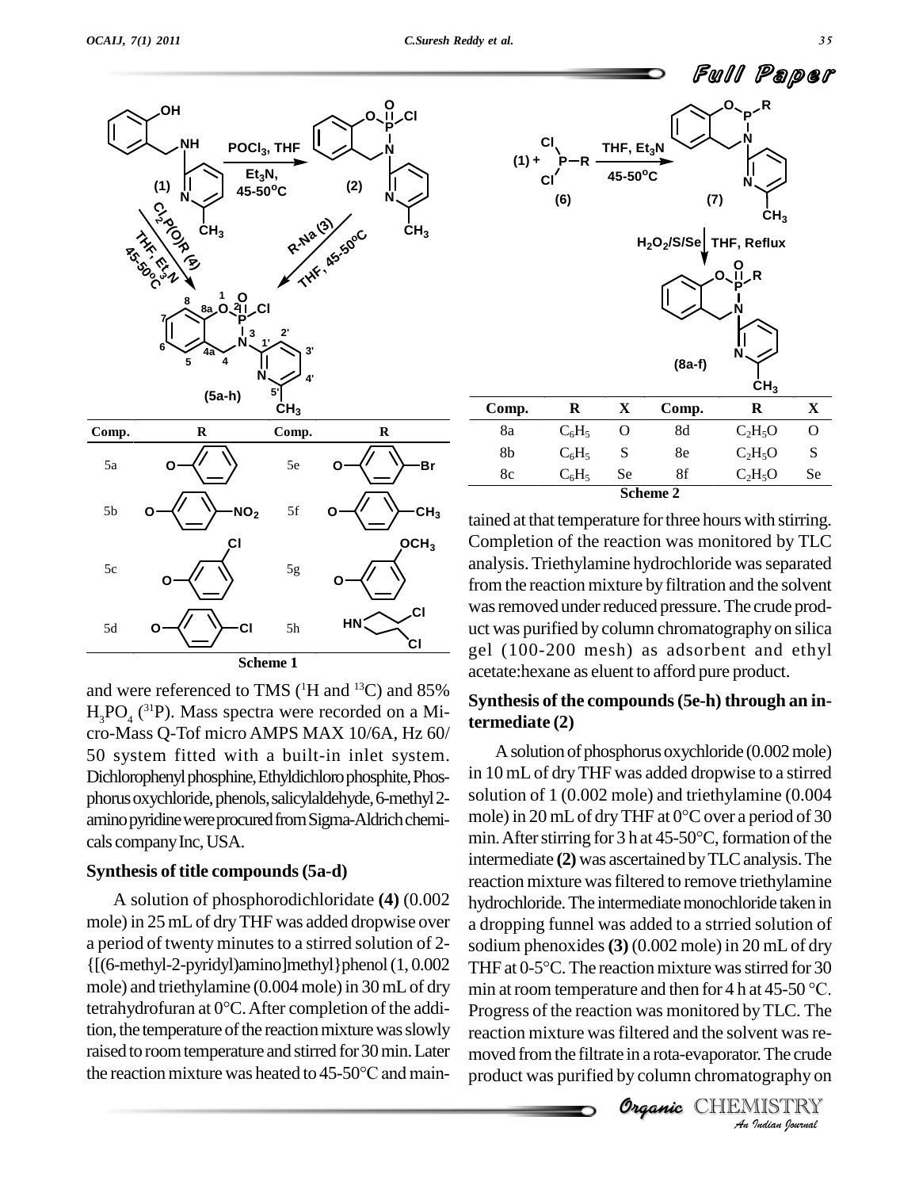| Comp. | R | Comp. | R |
|---|---|---|---|
| 5a | O–C$_6$H$_5$ | 5e | O–C$_6$H$_4$–Br |
| 5b | O–C$_6$H$_4$–NO$_2$ | 5f | O–C$_6$H$_4$–CH$_3$ |
| 5c | O–C$_6$H$_4$–Cl (meta) | 5g | O–C$_6$H$_4$–OCH$_3$ (meta) |
| 5d | O–C$_6$H$_4$–Cl | 5h | HN(CH$_2$CH$_2$Cl)$_2$ |

Scheme 1

| Comp. | R | X | Comp. | R | X |
|---|---|---|---|---|---|
| 8a | $C_6H_5$ | O | 8d | $C_2H_5O$ | O |
| 8b | $C_6H_5$ | S | 8e | $C_2H_5O$ | S |
| 8c | $C_6H_5$ | Se | 8f | $C_2H_5O$ | Se |

Scheme 2

and were referenced to TMS ($^1$H and $^{13}$C) and 85% $H_3PO_4$ ($^{31}$P). Mass spectra were recorded on a Micro-Mass Q-Tof micro AMPS MAX 10/6A, Hz 60/50 system fitted with a built-in inlet system. Dichlorophenyl phosphine, Ethyldichloro phosphite, Phosphorus oxychloride, phenols, salicylaldehyde, 6-methyl 2-amino pyridine were procured from Sigma-Aldrich chemicals company Inc, USA.

### Synthesis of title compounds (5a-d)

A solution of phosphorodichloridate **(4)** (0.002 mole) in 25 mL of dry THF was added dropwise over a period of twenty minutes to a stirred solution of 2-{[(6-methyl-2-pyridyl)amino]methyl}phenol (1, 0.002 mole) and triethylamine (0.004 mole) in 30 mL of dry tetrahydrofuran at 0°C. After completion of the addition, the temperature of the reaction mixture was slowly raised to room temperature and stirred for 30 min. Later the reaction mixture was heated to 45-50°C and maintained at that temperature for three hours with stirring. Completion of the reaction was monitored by TLC analysis. Triethylamine hydrochloride was separated from the reaction mixture by filtration and the solvent was removed under reduced pressure. The crude product was purified by column chromatography on silica gel (100-200 mesh) as adsorbent and ethyl acetate:hexane as eluent to afford pure product.

### Synthesis of the compounds (5e-h) through an intermediate (2)

A solution of phosphorus oxychloride (0.002 mole) in 10 mL of dry THF was added dropwise to a stirred solution of 1 (0.002 mole) and triethylamine (0.004 mole) in 20 mL of dry THF at 0°C over a period of 30 min. After stirring for 3 h at 45-50°C, formation of the intermediate **(2)** was ascertained by TLC analysis. The reaction mixture was filtered to remove triethylamine hydrochloride. The intermediate monochloride taken in a dropping funnel was added to a strried solution of sodium phenoxides **(3)** (0.002 mole) in 20 mL of dry THF at 0-5°C. The reaction mixture was stirred for 30 min at room temperature and then for 4 h at 45-50 °C. Progress of the reaction was monitored by TLC. The reaction mixture was filtered and the solvent was removed from the filtrate in a rota-evaporator. The crude product was purified by column chromatography on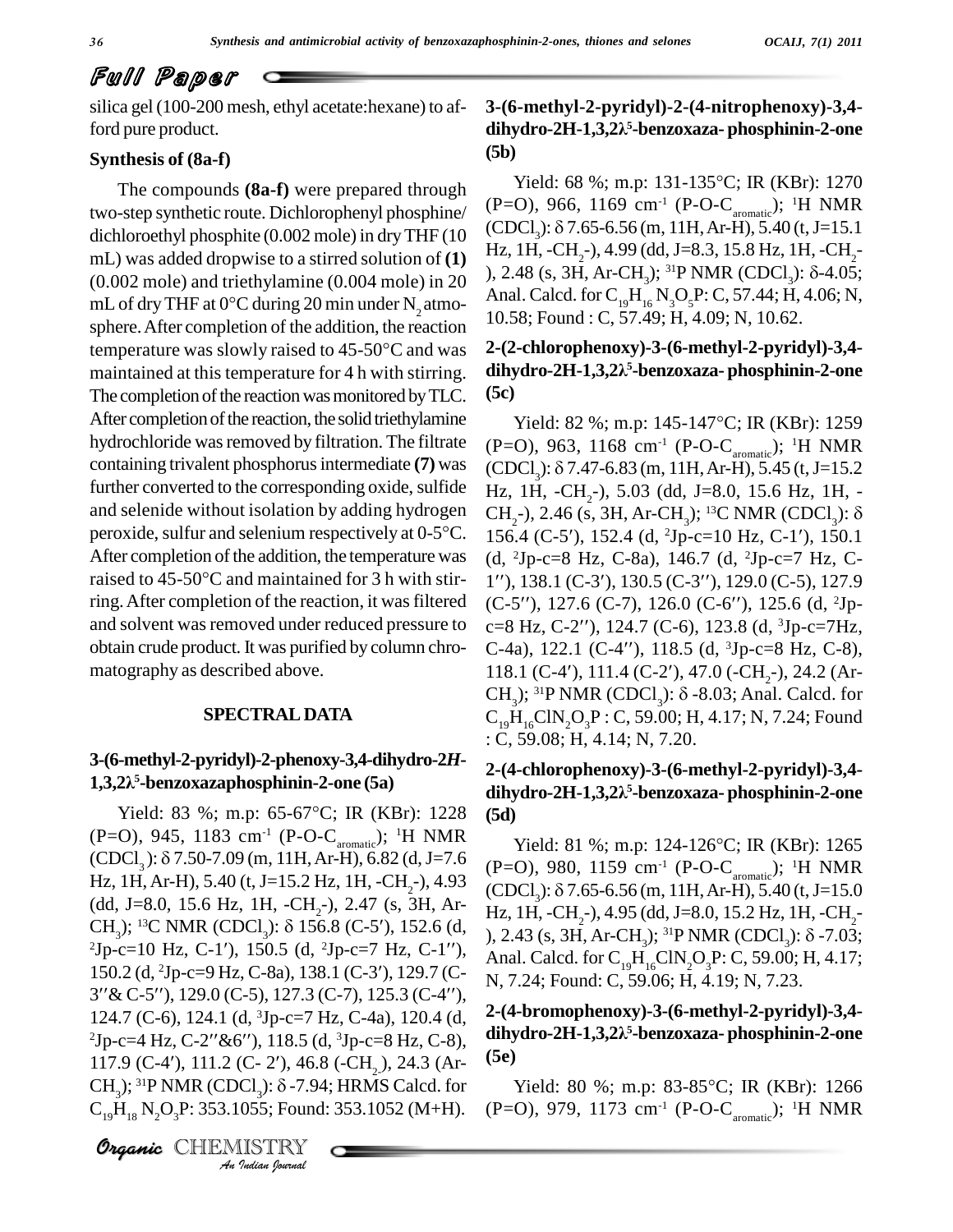silica gel (100-200 mesh, ethyl acetate:hexane) to afford pure product.

### Synthesis of (8a-f)

The compounds **(8a-f)** were prepared through two-step synthetic route. Dichlorophenyl phosphine/dichloroethyl phosphite (0.002 mole) in dry THF (10 mL) was added dropwise to a stirred solution of **(1)** (0.002 mole) and triethylamine (0.004 mole) in 20 mL of dry THF at 0°C during 20 min under $N_2$ atmosphere. After completion of the addition, the reaction temperature was slowly raised to 45-50°C and was maintained at this temperature for 4 h with stirring. The completion of the reaction was monitored by TLC. After completion of the reaction, the solid triethylamine hydrochloride was removed by filtration. The filtrate containing trivalent phosphorus intermediate **(7)** was further converted to the corresponding oxide, sulfide and selenide without isolation by adding hydrogen peroxide, sulfur and selenium respectively at 0-5°C. After completion of the addition, the temperature was raised to 45-50°C and maintained for 3 h with stirring. After completion of the reaction, it was filtered and solvent was removed under reduced pressure to obtain crude product. It was purified by column chromatography as described above.

## SPECTRAL DATA

### 3-(6-methyl-2-pyridyl)-2-phenoxy-3,4-dihydro-2*H*-1,3,2λ$^5$-benzoxazaphosphinin-2-one (5a)

Yield: 83 %; m.p: 65-67°C; IR (KBr): 1228 (P=O), 945, 1183 $cm^{-1}$ (P-O-$C_{aromatic}$); $^1H$ NMR ($CDCl_3$): δ 7.50-7.09 (m, 11H, Ar-H), 6.82 (d, J=7.6 Hz, 1H, Ar-H), 5.40 (t, J=15.2 Hz, 1H, -$CH_2$-), 4.93 (dd, J=8.0, 15.6 Hz, 1H, -$CH_2$-), 2.47 (s, 3H, Ar-$CH_3$); $^{13}C$ NMR ($CDCl_3$): δ 156.8 (C-5′), 152.6 (d, $^2$Jp-c=10 Hz, C-1′), 150.5 (d, $^2$Jp-c=7 Hz, C-1′′), 150.2 (d, $^2$Jp-c=9 Hz, C-8a), 138.1 (C-3′), 129.7 (C-3′′& C-5′′), 129.0 (C-5), 127.3 (C-7), 125.3 (C-4′′), 124.7 (C-6), 124.1 (d, $^3$Jp-c=7 Hz, C-4a), 120.4 (d, $^2$Jp-c=4 Hz, C-2′′&6′′), 118.5 (d, $^3$Jp-c=8 Hz, C-8), 117.9 (C-4′), 111.2 (C- 2′), 46.8 (-$CH_2$-), 24.3 (Ar-$CH_3$); $^{31}P$ NMR ($CDCl_3$): δ -7.94; HRMS Calcd. for $C_{19}H_{18}N_2O_3P$: 353.1055; Found: 353.1052 (M+H).

### 3-(6-methyl-2-pyridyl)-2-(4-nitrophenoxy)-3,4-dihydro-2H-1,3,2λ$^5$-benzoxaza- phosphinin-2-one (5b)

Yield: 68 %; m.p: 131-135°C; IR (KBr): 1270 (P=O), 966, 1169 $cm^{-1}$ (P-O-$C_{aromatic}$); $^1H$ NMR ($CDCl_3$): δ 7.65-6.56 (m, 11H, Ar-H), 5.40 (t, J=15.1 Hz, 1H, -$CH_2$-), 4.99 (dd, J=8.3, 15.8 Hz, 1H, -$CH_2$-), 2.48 (s, 3H, Ar-$CH_3$); $^{31}P$ NMR ($CDCl_3$): δ-4.05; Anal. Calcd. for $C_{19}H_{16}N_3O_5P$: C, 57.44; H, 4.06; N, 10.58; Found : C, 57.49; H, 4.09; N, 10.62.

### 2-(2-chlorophenoxy)-3-(6-methyl-2-pyridyl)-3,4-dihydro-2H-1,3,2λ$^5$-benzoxaza- phosphinin-2-one (5c)

Yield: 82 %; m.p: 145-147°C; IR (KBr): 1259 (P=O), 963, 1168 $cm^{-1}$ (P-O-$C_{aromatic}$); $^1H$ NMR ($CDCl_3$): δ 7.47-6.83 (m, 11H, Ar-H), 5.45 (t, J=15.2 Hz, 1H, -$CH_2$-), 5.03 (dd, J=8.0, 15.6 Hz, 1H, -$CH_2$-), 2.46 (s, 3H, Ar-$CH_3$); $^{13}C$ NMR ($CDCl_3$): δ 156.4 (C-5′), 152.4 (d, $^2$Jp-c=10 Hz, C-1′), 150.1 (d, $^2$Jp-c=8 Hz, C-8a), 146.7 (d, $^2$Jp-c=7 Hz, C-1′′), 138.1 (C-3′), 130.5 (C-3′′), 129.0 (C-5), 127.9 (C-5′′), 127.6 (C-7), 126.0 (C-6′′), 125.6 (d, $^2$Jp-c=8 Hz, C-2′′), 124.7 (C-6), 123.8 (d, $^3$Jp-c=7Hz, C-4a), 122.1 (C-4′′), 118.5 (d, $^3$Jp-c=8 Hz, C-8), 118.1 (C-4′), 111.4 (C-2′), 47.0 (-$CH_2$-), 24.2 (Ar-$CH_3$); $^{31}P$ NMR ($CDCl_3$): δ -8.03; Anal. Calcd. for $C_{19}H_{16}ClN_2O_3P$ : C, 59.00; H, 4.17; N, 7.24; Found : C, 59.08; H, 4.14; N, 7.20.

### 2-(4-chlorophenoxy)-3-(6-methyl-2-pyridyl)-3,4-dihydro-2H-1,3,2λ$^5$-benzoxaza- phosphinin-2-one (5d)

Yield: 81 %; m.p: 124-126°C; IR (KBr): 1265 (P=O), 980, 1159 $cm^{-1}$ (P-O-$C_{aromatic}$); $^1H$ NMR ($CDCl_3$): δ 7.65-6.56 (m, 11H, Ar-H), 5.40 (t, J=15.0 Hz, 1H, -$CH_2$-), 4.95 (dd, J=8.0, 15.2 Hz, 1H, -$CH_2$-), 2.43 (s, 3H, Ar-$CH_3$); $^{31}P$ NMR ($CDCl_3$): δ -7.03; Anal. Calcd. for $C_{19}H_{16}ClN_2O_3P$: C, 59.00; H, 4.17; N, 7.24; Found: C, 59.06; H, 4.19; N, 7.23.

### 2-(4-bromophenoxy)-3-(6-methyl-2-pyridyl)-3,4-dihydro-2H-1,3,2λ$^5$-benzoxaza- phosphinin-2-one (5e)

Yield: 80 %; m.p: 83-85°C; IR (KBr): 1266 (P=O), 979, 1173 $cm^{-1}$ (P-O-$C_{aromatic}$); $^1H$ NMR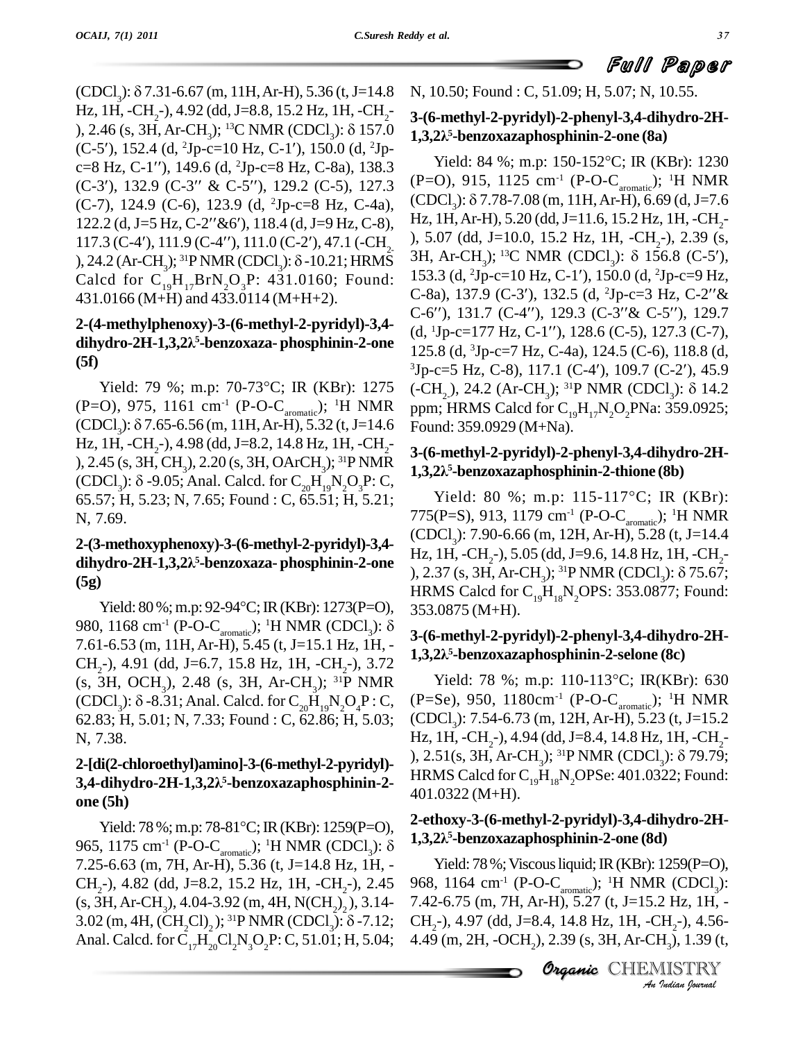($CDCl_3$): δ 7.31-6.67 (m, 11H, Ar-H), 5.36 (t, J=14.8 Hz, 1H, -$CH_2$-), 4.92 (dd, J=8.8, 15.2 Hz, 1H, -$CH_2$-), 2.46 (s, 3H, Ar-$CH_3$); $^{13}C$ NMR ($CDCl_3$): δ 157.0 (C-5′), 152.4 (d, $^2$Jp-c=10 Hz, C-1′), 150.0 (d, $^2$Jp-c=8 Hz, C-1′′), 149.6 (d, $^2$Jp-c=8 Hz, C-8a), 138.3 (C-3′), 132.9 (C-3′′ & C-5′′), 129.2 (C-5), 127.3 (C-7), 124.9 (C-6), 123.9 (d, $^2$Jp-c=8 Hz, C-4a), 122.2 (d, J=5 Hz, C-2′′&6′), 118.4 (d, J=9 Hz, C-8), 117.3 (C-4′), 111.9 (C-4′′), 111.0 (C-2′), 47.1 (-$CH_2$-), 24.2 (Ar-$CH_3$); $^{31}P$ NMR ($CDCl_3$): δ -10.21; HRMS Calcd for $C_{19}H_{17}BrN_2O_3P$: 431.0160; Found: 431.0166 (M+H) and 433.0114 (M+H+2).

### 2-(4-methylphenoxy)-3-(6-methyl-2-pyridyl)-3,4-dihydro-2H-1,3,2λ$^5$-benzoxaza- phosphinin-2-one (5f)

Yield: 79 %; m.p: 70-73°C; IR (KBr): 1275 (P=O), 975, 1161 cm$^{-1}$ (P-O-$C_{aromatic}$); $^1H$ NMR ($CDCl_3$): δ 7.65-6.56 (m, 11H, Ar-H), 5.32 (t, J=14.6 Hz, 1H, -$CH_2$-), 4.98 (dd, J=8.2, 14.8 Hz, 1H, -$CH_2$-), 2.45 (s, 3H, $CH_3$), 2.20 (s, 3H, OAr$CH_3$); $^{31}P$ NMR ($CDCl_3$): δ -9.05; Anal. Calcd. for $C_{20}H_{19}N_2O_3P$: C, 65.57; H, 5.23; N, 7.65; Found : C, 65.51; H, 5.21; N, 7.69.

### 2-(3-methoxyphenoxy)-3-(6-methyl-2-pyridyl)-3,4-dihydro-2H-1,3,2λ$^5$-benzoxaza- phosphinin-2-one (5g)

Yield: 80 %; m.p: 92-94°C; IR (KBr): 1273(P=O), 980, 1168 cm$^{-1}$ (P-O-$C_{aromatic}$); $^1H$ NMR ($CDCl_3$): δ 7.61-6.53 (m, 11H, Ar-H), 5.45 (t, J=15.1 Hz, 1H, -$CH_2$-), 4.91 (dd, J=6.7, 15.8 Hz, 1H, -$CH_2$-), 3.72 (s, 3H, $OCH_3$), 2.48 (s, 3H, Ar-$CH_3$); $^{31}P$ NMR ($CDCl_3$): δ -8.31; Anal. Calcd. for $C_{20}H_{19}N_2O_4P$ : C, 62.83; H, 5.01; N, 7.33; Found : C, 62.86; H, 5.03; N, 7.38.

### 2-[di(2-chloroethyl)amino]-3-(6-methyl-2-pyridyl)-3,4-dihydro-2H-1,3,2λ$^5$-benzoxazaphosphinin-2-one (5h)

Yield: 78 %; m.p: 78-81°C; IR (KBr): 1259(P=O), 965, 1175 cm$^{-1}$ (P-O-$C_{aromatic}$); $^1H$ NMR ($CDCl_3$): δ 7.25-6.63 (m, 7H, Ar-H), 5.36 (t, J=14.8 Hz, 1H, -$CH_2$-), 4.82 (dd, J=8.2, 15.2 Hz, 1H, -$CH_2$-), 2.45 (s, 3H, Ar-$CH_3$), 4.04-3.92 (m, 4H, N$(CH_2)_2$), 3.14-3.02 (m, 4H, $(CH_2Cl)_2$); $^{31}P$ NMR ($CDCl_3$): δ -7.12; Anal. Calcd. for $C_{17}H_{20}Cl_2N_3O_2P$: C, 51.01; H, 5.04; N, 10.50; Found : C, 51.09; H, 5.07; N, 10.55.

### 3-(6-methyl-2-pyridyl)-2-phenyl-3,4-dihydro-2H-1,3,2λ$^5$-benzoxazaphosphinin-2-one (8a)

Yield: 84 %; m.p: 150-152°C; IR (KBr): 1230 (P=O), 915, 1125 cm$^{-1}$ (P-O-$C_{aromatic}$); $^1H$ NMR ($CDCl_3$): δ 7.78-7.08 (m, 11H, Ar-H), 6.69 (d, J=7.6 Hz, 1H, Ar-H), 5.20 (dd, J=11.6, 15.2 Hz, 1H, -$CH_2$-), 5.07 (dd, J=10.0, 15.2 Hz, 1H, -$CH_2$-), 2.39 (s, 3H, Ar-$CH_3$); $^{13}C$ NMR ($CDCl_3$): δ 156.8 (C-5′), 153.3 (d, $^2$Jp-c=10 Hz, C-1′), 150.0 (d, $^2$Jp-c=9 Hz, C-8a), 137.9 (C-3′), 132.5 (d, $^2$Jp-c=3 Hz, C-2′′& C-6′′), 131.7 (C-4′′), 129.3 (C-3′′& C-5′′), 129.7 (d, $^1$Jp-c=177 Hz, C-1′′), 128.6 (C-5), 127.3 (C-7), 125.8 (d, $^3$Jp-c=7 Hz, C-4a), 124.5 (C-6), 118.8 (d, $^3$Jp-c=5 Hz, C-8), 117.1 (C-4′), 109.7 (C-2′), 45.9 (-$CH_2$-), 24.2 (Ar-$CH_3$); $^{31}P$ NMR ($CDCl_3$): δ 14.2 ppm; HRMS Calcd for $C_{19}H_{17}N_2O_2PNa$: 359.0925; Found: 359.0929 (M+Na).

### 3-(6-methyl-2-pyridyl)-2-phenyl-3,4-dihydro-2H-1,3,2λ$^5$-benzoxazaphosphinin-2-thione (8b)

Yield: 80 %; m.p: 115-117°C; IR (KBr): 775(P=S), 913, 1179 cm$^{-1}$ (P-O-$C_{aromatic}$); $^1H$ NMR ($CDCl_3$): 7.90-6.66 (m, 12H, Ar-H), 5.28 (t, J=14.4 Hz, 1H, -$CH_2$-), 5.05 (dd, J=9.6, 14.8 Hz, 1H, -$CH_2$-), 2.37 (s, 3H, Ar-$CH_3$); $^{31}P$ NMR ($CDCl_3$): δ 75.67; HRMS Calcd for $C_{19}H_{18}N_2OPS$: 353.0877; Found: 353.0875 (M+H).

### 3-(6-methyl-2-pyridyl)-2-phenyl-3,4-dihydro-2H-1,3,2λ$^5$-benzoxazaphosphinin-2-selone (8c)

Yield: 78 %; m.p: 110-113°C; IR(KBr): 630 (P=Se), 950, 1180cm$^{-1}$ (P-O-$C_{aromatic}$); $^1H$ NMR ($CDCl_3$): 7.54-6.73 (m, 12H, Ar-H), 5.23 (t, J=15.2 Hz, 1H, -$CH_2$-), 4.94 (dd, J=8.4, 14.8 Hz, 1H, -$CH_2$-), 2.51(s, 3H, Ar-$CH_3$); $^{31}P$ NMR ($CDCl_3$): δ 79.79; HRMS Calcd for $C_{19}H_{18}N_2OPSe$: 401.0322; Found: 401.0322 (M+H).

### 2-ethoxy-3-(6-methyl-2-pyridyl)-3,4-dihydro-2H-1,3,2λ$^5$-benzoxazaphosphinin-2-one (8d)

Yield: 78 %; Viscous liquid; IR (KBr): 1259(P=O), 968, 1164 cm$^{-1}$ (P-O-$C_{aromatic}$); $^1H$ NMR ($CDCl_3$): 7.42-6.75 (m, 7H, Ar-H), 5.27 (t, J=15.2 Hz, 1H, -$CH_2$-), 4.97 (dd, J=8.4, 14.8 Hz, 1H, -$CH_2$-), 4.56-4.49 (m, 2H, -$OCH_2$), 2.39 (s, 3H, Ar-$CH_3$), 1.39 (t,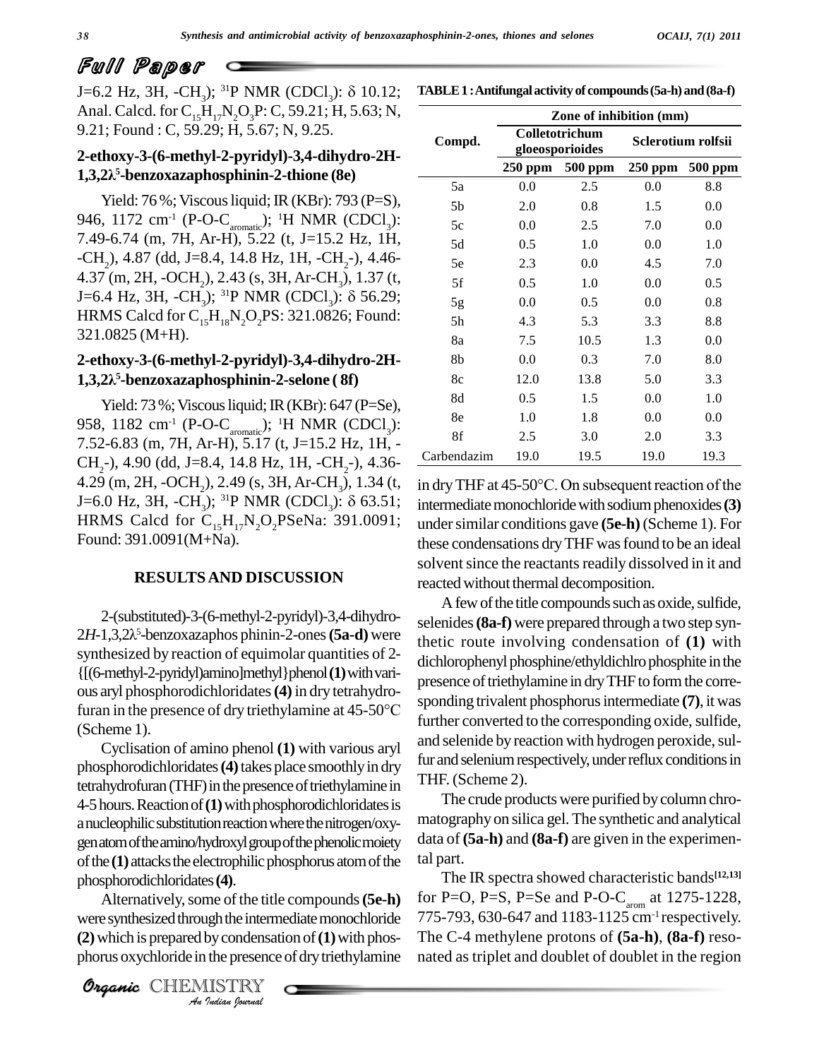J=6.2 Hz, 3H, $-CH_3$); $^{31}P$ NMR ($CDCl_3$): δ 10.12; Anal. Calcd. for $C_{15}H_{17}N_2O_3P$: C, 59.21; H, 5.63; N, 9.21; Found : C, 59.29; H, 5.67; N, 9.25.

### 2-ethoxy-3-(6-methyl-2-pyridyl)-3,4-dihydro-2H-1,3,2λ$^5$-benzoxazaphosphinin-2-thione (8e)

Yield: 76 %; Viscous liquid; IR (KBr): 793 (P=S), 946, 1172 $cm^{-1}$ (P-O-$C_{aromatic}$); $^1H$ NMR ($CDCl_3$): 7.49-6.74 (m, 7H, Ar-H), 5.22 (t, J=15.2 Hz, 1H, $-CH_2$), 4.87 (dd, J=8.4, 14.8 Hz, 1H, $-CH_2$-), 4.46-4.37 (m, 2H, $-OCH_2$), 2.43 (s, 3H, Ar-$CH_3$), 1.37 (t, J=6.4 Hz, 3H, $-CH_3$); $^{31}P$ NMR ($CDCl_3$): δ 56.29; HRMS Calcd for $C_{15}H_{18}N_2O_2PS$: 321.0826; Found: 321.0825 (M+H).

### 2-ethoxy-3-(6-methyl-2-pyridyl)-3,4-dihydro-2H-1,3,2λ$^5$-benzoxazaphosphinin-2-selone ( 8f)

Yield: 73 %; Viscous liquid; IR (KBr): 647 (P=Se), 958, 1182 $cm^{-1}$ (P-O-$C_{aromatic}$); $^1H$ NMR ($CDCl_3$): 7.52-6.83 (m, 7H, Ar-H), 5.17 (t, J=15.2 Hz, 1H, $-CH_2$-), 4.90 (dd, J=8.4, 14.8 Hz, 1H, $-CH_2$-), 4.36-4.29 (m, 2H, $-OCH_2$), 2.49 (s, 3H, Ar-$CH_3$), 1.34 (t, J=6.0 Hz, 3H, $-CH_3$); $^{31}P$ NMR ($CDCl_3$): δ 63.51; HRMS Calcd for $C_{15}H_{17}N_2O_2PSeNa$: 391.0091; Found: 391.0091(M+Na).

## RESULTS AND DISCUSSION

2-(substituted)-3-(6-methyl-2-pyridyl)-3,4-dihydro-2*H*-1,3,2λ$^5$-benzoxazaphos phinin-2-ones **(5a-d)** were synthesized by reaction of equimolar quantities of 2-{[(6-methyl-2-pyridyl)amino]methyl}phenol **(1)** with various aryl phosphorodichloridates **(4)** in dry tetrahydrofuran in the presence of dry triethylamine at 45-50°C (Scheme 1).

Cyclisation of amino phenol **(1)** with various aryl phosphorodichloridates **(4)** takes place smoothly in dry tetrahydrofuran (THF) in the presence of triethylamine in 4-5 hours. Reaction of **(1)** with phosphorodichloridates is a nucleophilic substitution reaction where the nitrogen/oxygen atom of the amino/hydroxyl group of the phenolic moiety of the **(1)** attacks the electrophilic phosphorus atom of the phosphorodichloridates **(4)**.

Alternatively, some of the title compounds **(5e-h)** were synthesized through the intermediate monochloride **(2)** which is prepared by condensation of **(1)** with phosphorus oxychloride in the presence of dry triethylamine in dry THF at 45-50°C. On subsequent reaction of the intermediate monochloride with sodium phenoxides **(3)** under similar conditions gave **(5e-h)** (Scheme 1). For these condensations dry THF was found to be an ideal solvent since the reactants readily dissolved in it and reacted without thermal decomposition.

A few of the title compounds such as oxide, sulfide, selenides **(8a-f)** were prepared through a two step synthetic route involving condensation of **(1)** with dichlorophenyl phosphine/ethyldichlro phosphite in the presence of triethylamine in dry THF to form the corresponding trivalent phosphorus intermediate **(7)**, it was further converted to the corresponding oxide, sulfide, and selenide by reaction with hydrogen peroxide, sulfur and selenium respectively, under reflux conditions in THF. (Scheme 2).

The crude products were purified by column chromatography on silica gel. The synthetic and analytical data of **(5a-h)** and **(8a-f)** are given in the experimental part.

The IR spectra showed characteristic bands[12,13] for P=O, P=S, P=Se and P-O-$C_{arom}$ at 1275-1228, 775-793, 630-647 and 1183-1125 $cm^{-1}$ respectively. The C-4 methylene protons of **(5a-h)**, **(8a-f)** resonated as triplet and doublet of doublet in the region

**TABLE 1 : Antifungal activity of compounds (5a-h) and (8a-f)**

| Compd. | Zone of inhibition (mm) | | | |
|---|---|---|---|---|
| | Colletotrichum gloeosporioides | | Sclerotium rolfsii | |
| | 250 ppm | 500 ppm | 250 ppm | 500 ppm |
| 5a | 0.0 | 2.5 | 0.0 | 8.8 |
| 5b | 2.0 | 0.8 | 1.5 | 0.0 |
| 5c | 0.0 | 2.5 | 7.0 | 0.0 |
| 5d | 0.5 | 1.0 | 0.0 | 1.0 |
| 5e | 2.3 | 0.0 | 4.5 | 7.0 |
| 5f | 0.5 | 1.0 | 0.0 | 0.5 |
| 5g | 0.0 | 0.5 | 0.0 | 0.8 |
| 5h | 4.3 | 5.3 | 3.3 | 8.8 |
| 8a | 7.5 | 10.5 | 1.3 | 0.0 |
| 8b | 0.0 | 0.3 | 7.0 | 8.0 |
| 8c | 12.0 | 13.8 | 5.0 | 3.3 |
| 8d | 0.5 | 1.5 | 0.0 | 1.0 |
| 8e | 1.0 | 1.8 | 0.0 | 0.0 |
| 8f | 2.5 | 3.0 | 2.0 | 3.3 |
| Carbendazim | 19.0 | 19.5 | 19.0 | 19.3 |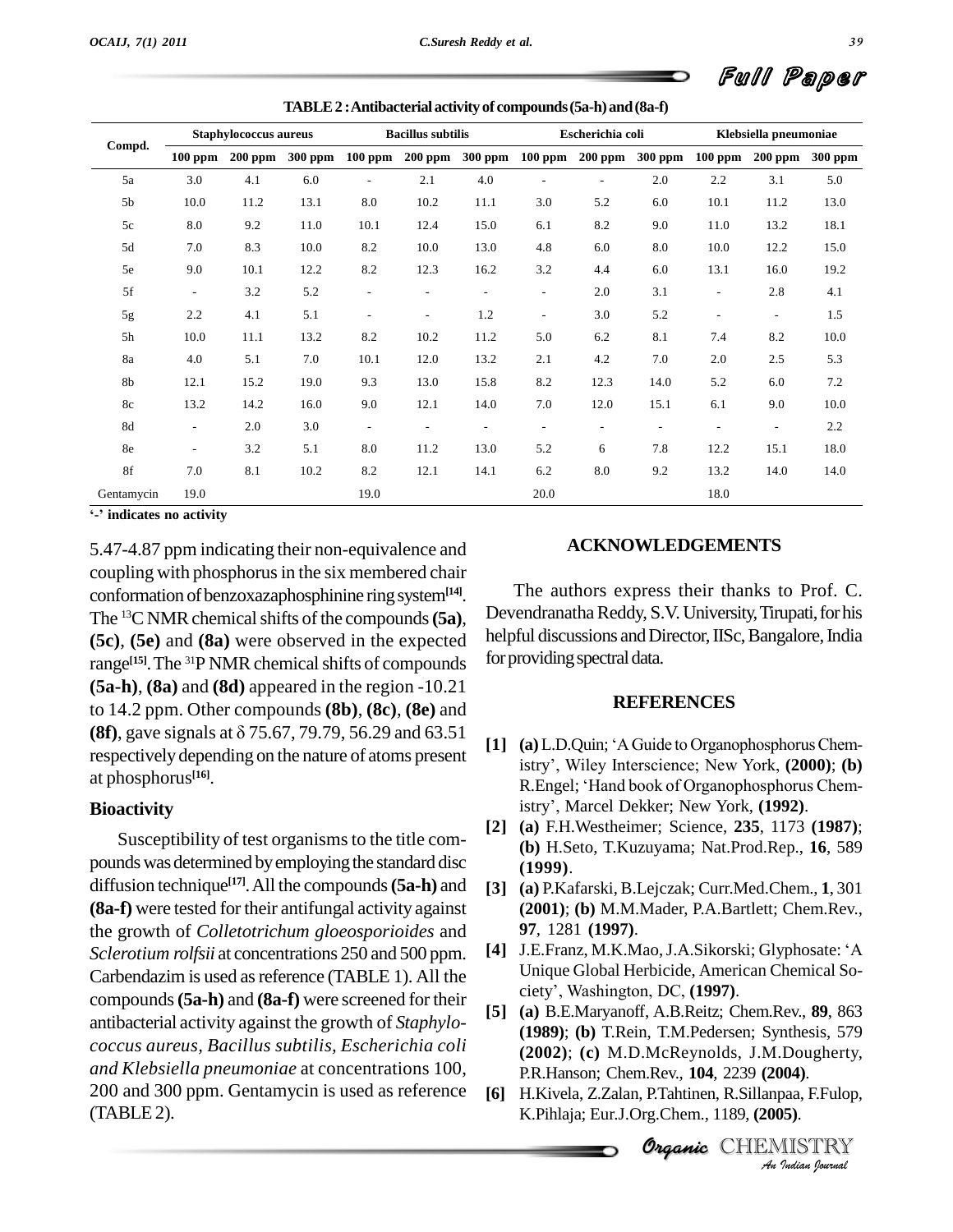TABLE 2 : Antibacterial activity of compounds (5a-h) and (8a-f)

| Compd. | Staphylococcus aureus | | | Bacillus subtilis | | | Escherichia coli | | | Klebsiella pneumoniae | | |
|---|---|---|---|---|---|---|---|---|---|---|---|---|
| | 100 ppm | 200 ppm | 300 ppm | 100 ppm | 200 ppm | 300 ppm | 100 ppm | 200 ppm | 300 ppm | 100 ppm | 200 ppm | 300 ppm |
| 5a | 3.0 | 4.1 | 6.0 | - | 2.1 | 4.0 | - | - | 2.0 | 2.2 | 3.1 | 5.0 |
| 5b | 10.0 | 11.2 | 13.1 | 8.0 | 10.2 | 11.1 | 3.0 | 5.2 | 6.0 | 10.1 | 11.2 | 13.0 |
| 5c | 8.0 | 9.2 | 11.0 | 10.1 | 12.4 | 15.0 | 6.1 | 8.2 | 9.0 | 11.0 | 13.2 | 18.1 |
| 5d | 7.0 | 8.3 | 10.0 | 8.2 | 10.0 | 13.0 | 4.8 | 6.0 | 8.0 | 10.0 | 12.2 | 15.0 |
| 5e | 9.0 | 10.1 | 12.2 | 8.2 | 12.3 | 16.2 | 3.2 | 4.4 | 6.0 | 13.1 | 16.0 | 19.2 |
| 5f | - | 3.2 | 5.2 | - | - | - | - | 2.0 | 3.1 | - | 2.8 | 4.1 |
| 5g | 2.2 | 4.1 | 5.1 | - | - | 1.2 | - | 3.0 | 5.2 | - | - | 1.5 |
| 5h | 10.0 | 11.1 | 13.2 | 8.2 | 10.2 | 11.2 | 5.0 | 6.2 | 8.1 | 7.4 | 8.2 | 10.0 |
| 8a | 4.0 | 5.1 | 7.0 | 10.1 | 12.0 | 13.2 | 2.1 | 4.2 | 7.0 | 2.0 | 2.5 | 5.3 |
| 8b | 12.1 | 15.2 | 19.0 | 9.3 | 13.0 | 15.8 | 8.2 | 12.3 | 14.0 | 5.2 | 6.0 | 7.2 |
| 8c | 13.2 | 14.2 | 16.0 | 9.0 | 12.1 | 14.0 | 7.0 | 12.0 | 15.1 | 6.1 | 9.0 | 10.0 |
| 8d | - | 2.0 | 3.0 | - | - | - | - | - | - | - | - | 2.2 |
| 8e | - | 3.2 | 5.1 | 8.0 | 11.2 | 13.0 | 5.2 | 6 | 7.8 | 12.2 | 15.1 | 18.0 |
| 8f | 7.0 | 8.1 | 10.2 | 8.2 | 12.1 | 14.1 | 6.2 | 8.0 | 9.2 | 13.2 | 14.0 | 14.0 |
| Gentamycin | 19.0 | | | 19.0 | | | 20.0 | | | 18.0 | | |

**'-' indicates no activity**

5.47-4.87 ppm indicating their non-equivalence and coupling with phosphorus in the six membered chair conformation of benzoxazaphosphinine ring system[14]. The $^{13}$C NMR chemical shifts of the compounds **(5a)**, **(5c)**, **(5e)** and **(8a)** were observed in the expected range[15]. The $^{31}$P NMR chemical shifts of compounds **(5a-h)**, **(8a)** and **(8d)** appeared in the region -10.21 to 14.2 ppm. Other compounds **(8b)**, **(8c)**, **(8e)** and **(8f)**, gave signals at $\delta$ 75.67, 79.79, 56.29 and 63.51 respectively depending on the nature of atoms present at phosphorus[16].

## Bioactivity

Susceptibility of test organisms to the title compounds was determined by employing the standard disc diffusion technique[17]. All the compounds **(5a-h)** and **(8a-f)** were tested for their antifungal activity against the growth of *Colletotrichum gloeosporioides* and *Sclerotium rolfsii* at concentrations 250 and 500 ppm. Carbendazim is used as reference (TABLE 1). All the compounds **(5a-h)** and **(8a-f)** were screened for their antibacterial activity against the growth of *Staphylococcus aureus, Bacillus subtilis, Escherichia coli and Klebsiella pneumoniae* at concentrations 100, 200 and 300 ppm. Gentamycin is used as reference (TABLE 2).

## ACKNOWLEDGEMENTS

The authors express their thanks to Prof. C. Devendranatha Reddy, S.V. University, Tirupati, for his helpful discussions and Director, IISc, Bangalore, India for providing spectral data.

## REFERENCES

[1] **(a)** L.D.Quin; 'A Guide to Organophosphorus Chemistry', Wiley Interscience; New York, **(2000)**; **(b)** R.Engel; 'Hand book of Organophosphorus Chemistry', Marcel Dekker; New York, **(1992)**.

[2] **(a)** F.H.Westheimer; Science, **235**, 1173 **(1987)**; **(b)** H.Seto, T.Kuzuyama; Nat.Prod.Rep., **16**, 589 **(1999)**.

[3] **(a)** P.Kafarski, B.Lejczak; Curr.Med.Chem., **1**, 301 **(2001)**; **(b)** M.M.Mader, P.A.Bartlett; Chem.Rev., **97**, 1281 **(1997)**.

[4] J.E.Franz, M.K.Mao, J.A.Sikorski; Glyphosate: 'A Unique Global Herbicide, American Chemical Society', Washington, DC, **(1997)**.

[5] **(a)** B.E.Maryanoff, A.B.Reitz; Chem.Rev., **89**, 863 **(1989)**; **(b)** T.Rein, T.M.Pedersen; Synthesis, 579 **(2002)**; **(c)** M.D.McReynolds, J.M.Dougherty, P.R.Hanson; Chem.Rev., **104**, 2239 **(2004)**.

[6] H.Kivela, Z.Zalan, P.Tahtinen, R.Sillanpaa, F.Fulop, K.Pihlaja; Eur.J.Org.Chem., 1189, **(2005)**.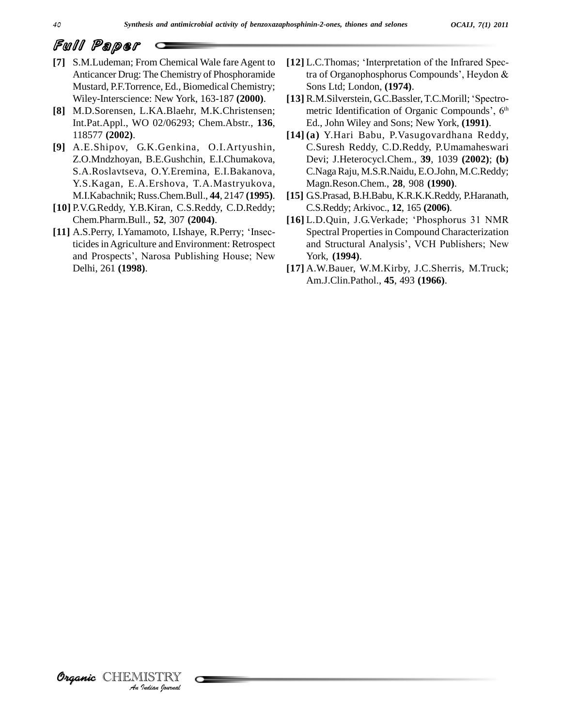[7] S.M.Ludeman; From Chemical Wale fare Agent to Anticancer Drug: The Chemistry of Phosphoramide Mustard, P.F.Torrence, Ed., Biomedical Chemistry; Wiley-Interscience: New York, 163-187 **(2000)**.

[8] M.D.Sorensen, L.KA.Blaehr, M.K.Christensen; Int.Pat.Appl., WO 02/06293; Chem.Abstr., **136**, 118577 **(2002)**.

[9] A.E.Shipov, G.K.Genkina, O.I.Artyushin, Z.O.Mndzhoyan, B.E.Gushchin, E.I.Chumakova, S.A.Roslavtseva, O.Y.Eremina, E.I.Bakanova, Y.S.Kagan, E.A.Ershova, T.A.Mastryukova, M.I.Kabachnik; Russ.Chem.Bull., **44**, 2147 **(1995)**.

[10] P.V.G.Reddy, Y.B.Kiran, C.S.Reddy, C.D.Reddy; Chem.Pharm.Bull., **52**, 307 **(2004)**.

[11] A.S.Perry, I.Yamamoto, I.Ishaye, R.Perry; 'Insecticides in Agriculture and Environment: Retrospect and Prospects', Narosa Publishing House; New Delhi, 261 **(1998)**.

[12] L.C.Thomas; 'Interpretation of the Infrared Spectra of Organophosphorus Compounds', Heydon & Sons Ltd; London, **(1974)**.

[13] R.M.Silverstein, G.C.Bassler, T.C.Morill; 'Spectrometric Identification of Organic Compounds', 6th Ed., John Wiley and Sons; New York, **(1991)**.

[14] **(a)** Y.Hari Babu, P.Vasugovardhana Reddy, C.Suresh Reddy, C.D.Reddy, P.Umamaheswari Devi; J.Heterocycl.Chem., **39**, 1039 **(2002)**; **(b)** C.Naga Raju, M.S.R.Naidu, E.O.John, M.C.Reddy; Magn.Reson.Chem., **28**, 908 **(1990)**.

[15] G.S.Prasad, B.H.Babu, K.R.K.K.Reddy, P.Haranath, C.S.Reddy; Arkivoc., **12**, 165 **(2006)**.

[16] L.D.Quin, J.G.Verkade; 'Phosphorus 31 NMR Spectral Properties in Compound Characterization and Structural Analysis', VCH Publishers; New York, **(1994)**.

[17] A.W.Bauer, W.M.Kirby, J.C.Sherris, M.Truck; Am.J.Clin.Pathol., **45**, 493 **(1966)**.